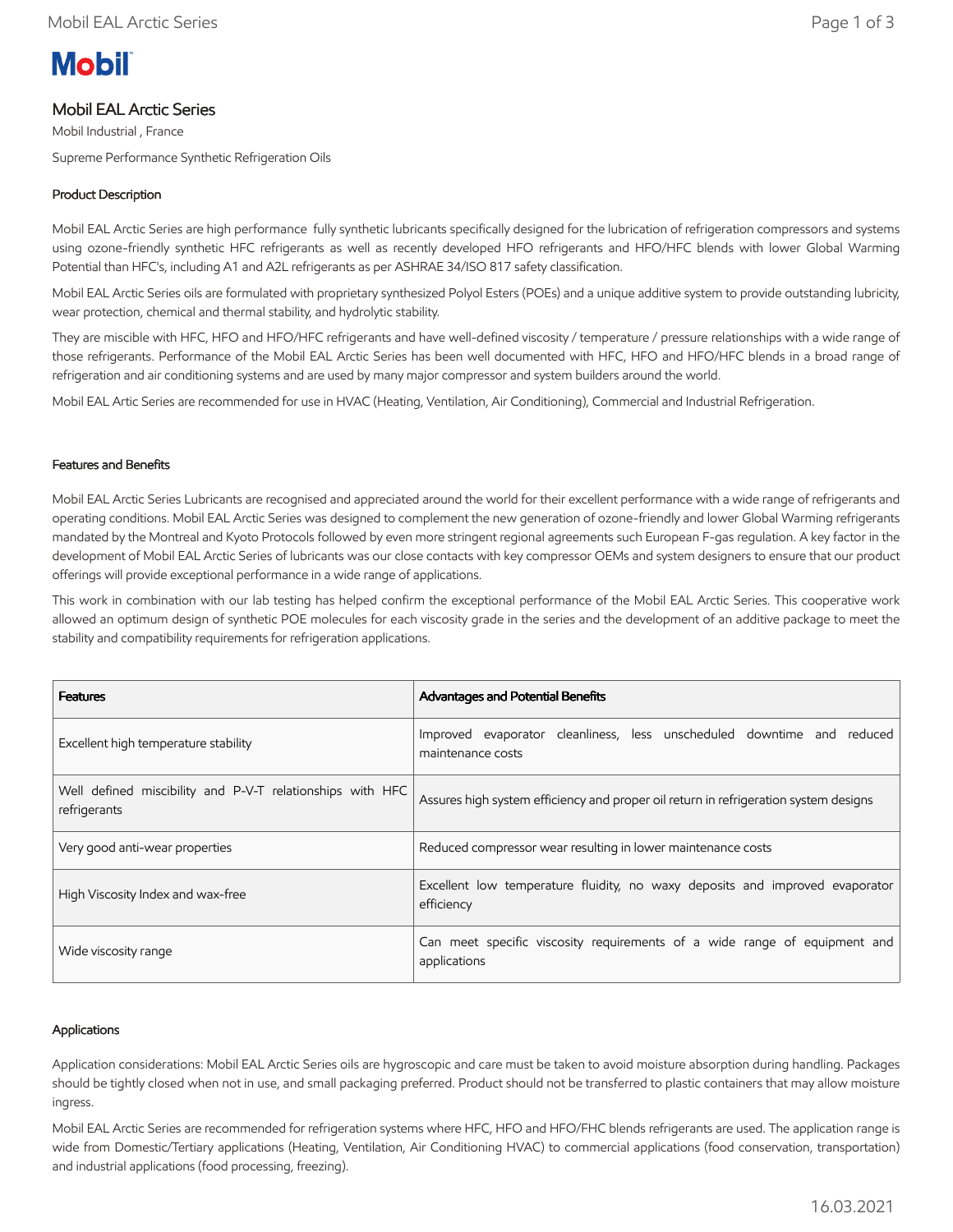Mobil

# Mobil EAL Arctic Series

Mobil Industrial , France

Supreme Performance Synthetic Refrigeration Oils

## Product Description

Mobil EAL Arctic Series are high performance fully synthetic lubricants specifically designed for the lubrication of refrigeration compressors and systems using ozone-friendly synthetic HFC refrigerants as well as recently developed HFO refrigerants and HFO/HFC blends with lower Global Warming Potential than HFC's, including A1 and A2L refrigerants as per ASHRAE 34/ISO 817 safety classification.

Mobil EAL Arctic Series oils are formulated with proprietary synthesized Polyol Esters (POEs) and a unique additive system to provide outstanding lubricity, wear protection, chemical and thermal stability, and hydrolytic stability.

They are miscible with HFC, HFO and HFO/HFC refrigerants and have well-defined viscosity / temperature / pressure relationships with a wide range of those refrigerants. Performance of the Mobil EAL Arctic Series has been well documented with HFC, HFO and HFO/HFC blends in a broad range of refrigeration and air conditioning systems and are used by many major compressor and system builders around the world.

Mobil EAL Artic Series are recommended for use in HVAC (Heating, Ventilation, Air Conditioning), Commercial and Industrial Refrigeration.

## Features and Benefits

Mobil EAL Arctic Series Lubricants are recognised and appreciated around the world for their excellent performance with a wide range of refrigerants and operating conditions. Mobil EAL Arctic Series was designed to complement the new generation of ozone-friendly and lower Global Warming refrigerants mandated by the Montreal and Kyoto Protocols followed by even more stringent regional agreements such European F-gas regulation. A key factor in the development of Mobil EAL Arctic Series of lubricants was our close contacts with key compressor OEMs and system designers to ensure that our product offerings will provide exceptional performance in a wide range of applications.

This work in combination with our lab testing has helped confirm the exceptional performance of the Mobil EAL Arctic Series. This cooperative work allowed an optimum design of synthetic POE molecules for each viscosity grade in the series and the development of an additive package to meet the stability and compatibility requirements for refrigeration applications.

| Features | Advantages and Potential Benefits |
|---|---|
| Excellent high temperature stability | Improved evaporator cleanliness, less unscheduled downtime and reduced maintenance costs |
| Well defined miscibility and P-V-T relationships with HFC refrigerants | Assures high system efficiency and proper oil return in refrigeration system designs |
| Very good anti-wear properties | Reduced compressor wear resulting in lower maintenance costs |
| High Viscosity Index and wax-free | Excellent low temperature fluidity, no waxy deposits and improved evaporator efficiency |
| Wide viscosity range | Can meet specific viscosity requirements of a wide range of equipment and applications |

## Applications

Application considerations: Mobil EAL Arctic Series oils are hygroscopic and care must be taken to avoid moisture absorption during handling. Packages should be tightly closed when not in use, and small packaging preferred. Product should not be transferred to plastic containers that may allow moisture ingress.

Mobil EAL Arctic Series are recommended for refrigeration systems where HFC, HFO and HFO/FHC blends refrigerants are used. The application range is wide from Domestic/Tertiary applications (Heating, Ventilation, Air Conditioning HVAC) to commercial applications (food conservation, transportation) and industrial applications (food processing, freezing).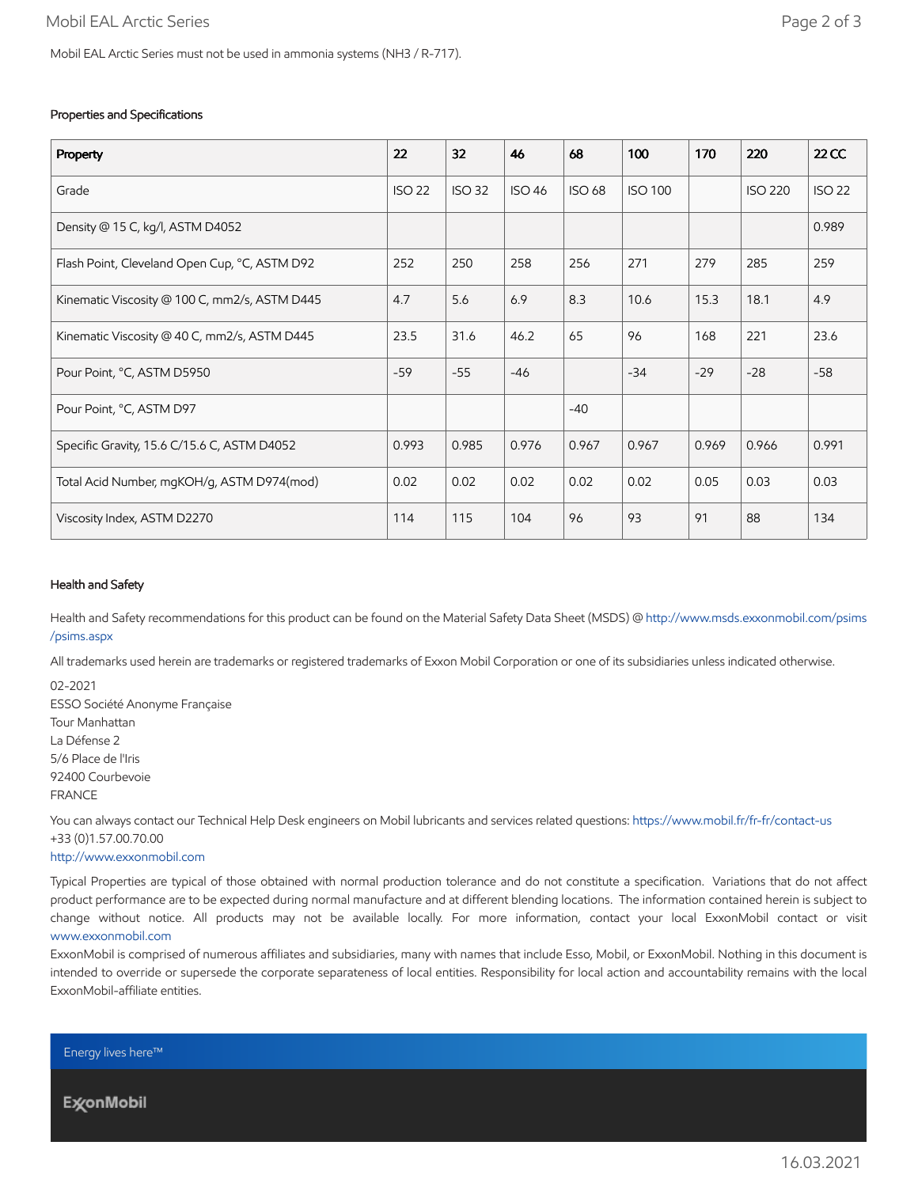Mobil EAL Arctic Series must not be used in ammonia systems ($NH_3$ / R-717).

### Properties and Specifications

| Property | 22 | 32 | 46 | 68 | 100 | 170 | 220 | 22 CC |
|---|---|---|---|---|---|---|---|---|
| Grade | ISO 22 | ISO 32 | ISO 46 | ISO 68 | ISO 100 | | ISO 220 | ISO 22 |
| Density @ 15 C, kg/l, ASTM D4052 | | | | | | | | 0.989 |
| Flash Point, Cleveland Open Cup, °C, ASTM D92 | 252 | 250 | 258 | 256 | 271 | 279 | 285 | 259 |
| Kinematic Viscosity @ 100 C, mm2/s, ASTM D445 | 4.7 | 5.6 | 6.9 | 8.3 | 10.6 | 15.3 | 18.1 | 4.9 |
| Kinematic Viscosity @ 40 C, mm2/s, ASTM D445 | 23.5 | 31.6 | 46.2 | 65 | 96 | 168 | 221 | 23.6 |
| Pour Point, °C, ASTM D5950 | -59 | -55 | -46 | | -34 | -29 | -28 | -58 |
| Pour Point, °C, ASTM D97 | | | | -40 | | | | |
| Specific Gravity, 15.6 C/15.6 C, ASTM D4052 | 0.993 | 0.985 | 0.976 | 0.967 | 0.967 | 0.969 | 0.966 | 0.991 |
| Total Acid Number, mgKOH/g, ASTM D974(mod) | 0.02 | 0.02 | 0.02 | 0.02 | 0.02 | 0.05 | 0.03 | 0.03 |
| Viscosity Index, ASTM D2270 | 114 | 115 | 104 | 96 | 93 | 91 | 88 | 134 |

### Health and Safety

Health and Safety recommendations for this product can be found on the Material Safety Data Sheet (MSDS) @ http://www.msds.exxonmobil.com/psims/psims.aspx

All trademarks used herein are trademarks or registered trademarks of Exxon Mobil Corporation or one of its subsidiaries unless indicated otherwise.

02-2021
ESSO Société Anonyme Française
Tour Manhattan
La Défense 2
5/6 Place de l'Iris
92400 Courbevoie
FRANCE

You can always contact our Technical Help Desk engineers on Mobil lubricants and services related questions: https://www.mobil.fr/fr-fr/contact-us
+33 (0)1.57.00.70.00
http://www.exxonmobil.com

Typical Properties are typical of those obtained with normal production tolerance and do not constitute a specification. Variations that do not affect product performance are to be expected during normal manufacture and at different blending locations. The information contained herein is subject to change without notice. All products may not be available locally. For more information, contact your local ExxonMobil contact or visit www.exxonmobil.com

ExxonMobil is comprised of numerous affiliates and subsidiaries, many with names that include Esso, Mobil, or ExxonMobil. Nothing in this document is intended to override or supersede the corporate separateness of local entities. Responsibility for local action and accountability remains with the local ExxonMobil-affiliate entities.

Energy lives here™

ExxonMobil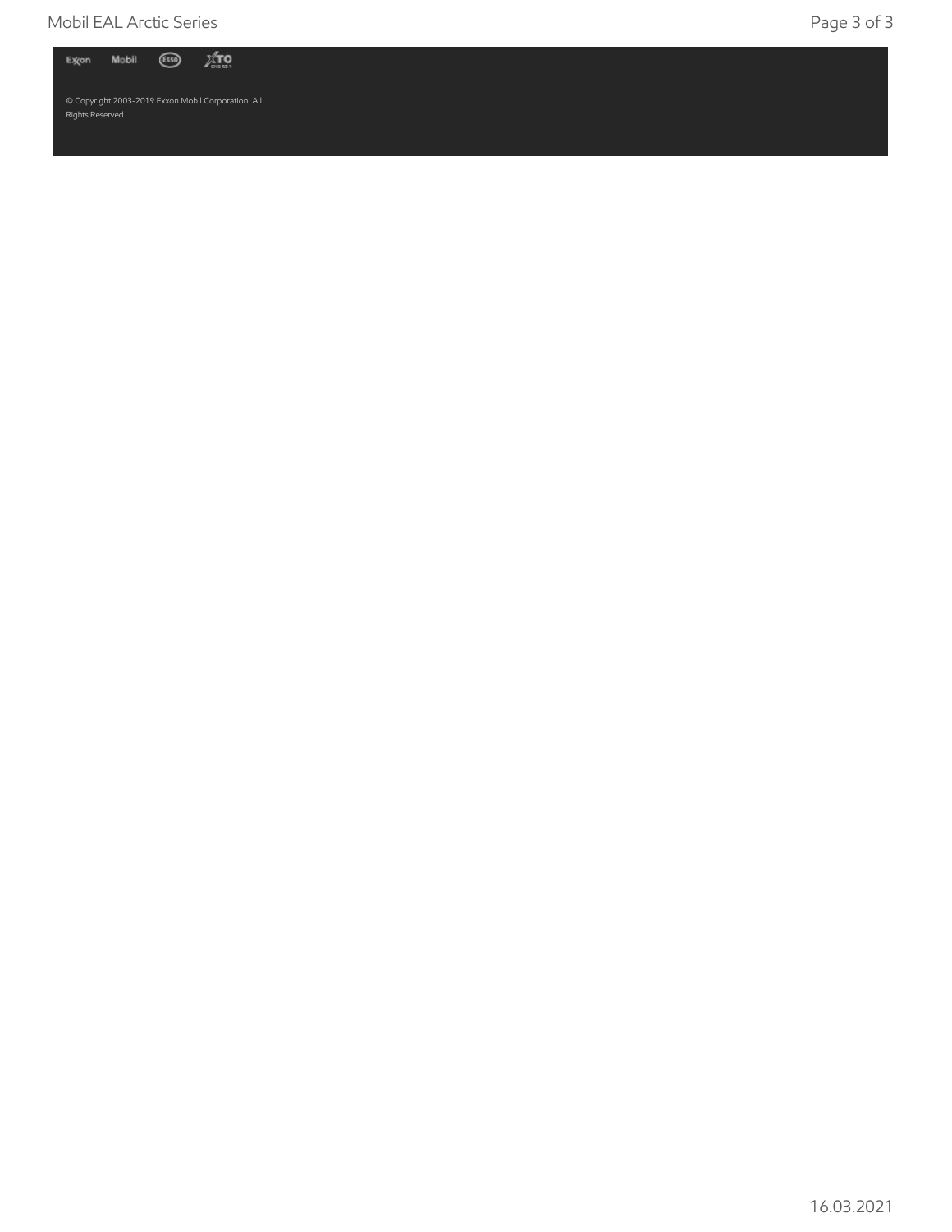Exxon Mobil Esso XTO

© Copyright 2003-2019 Exxon Mobil Corporation. All Rights Reserved